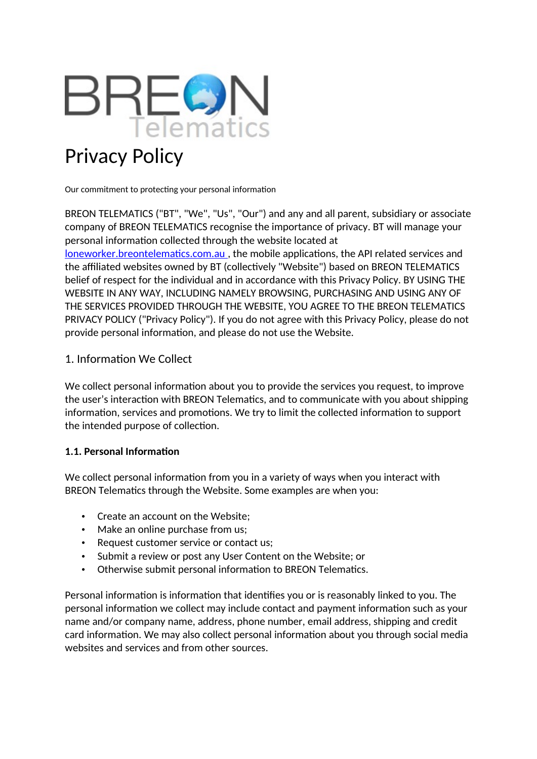# Privacy Policy

Our commitment to protecting your personal information

BREON TELEMATICS ("BT", "We", "Us", "Our") and any and all parent, subsidiary or associate company of BREON TELEMATICS recognise the importance of privacy. BT will manage your personal information collected through the website located at [loneworker.breontelematics.com.au](loneworker.breontelematics.com.au) , the mobile applications, the API related services and the affiliated websites owned by BT (collectively "Website") based on BREON TELEMATICS belief of respect for the individual and in accordance with this Privacy Policy. BY USING THE WEBSITE IN ANY WAY, INCLUDING NAMELY BROWSING, PURCHASING AND USING ANY OF THE SERVICES PROVIDED THROUGH THE WEBSITE, YOU AGREE TO THE BREON TELEMATICS PRIVACY POLICY ("Privacy Policy"). If you do not agree with this Privacy Policy, please do not provide personal information, and please do not use the Website.

## 1. Information We Collect

We collect personal information about you to provide the services you request, to improve the user's interaction with BREON Telematics, and to communicate with you about shipping information, services and promotions. We try to limit the collected information to support the intended purpose of collection.

### 1.1. Personal Information

We collect personal information from you in a variety of ways when you interact with BREON Telematics through the Website. Some examples are when you:

- Create an account on the Website;
- Make an online purchase from us;
- Request customer service or contact us;
- Submit a review or post any User Content on the Website; or
- Otherwise submit personal information to BREON Telematics.

Personal information is information that identifies you or is reasonably linked to you. The personal information we collect may include contact and payment information such as your name and/or company name, address, phone number, email address, shipping and credit card information. We may also collect personal information about you through social media websites and services and from other sources.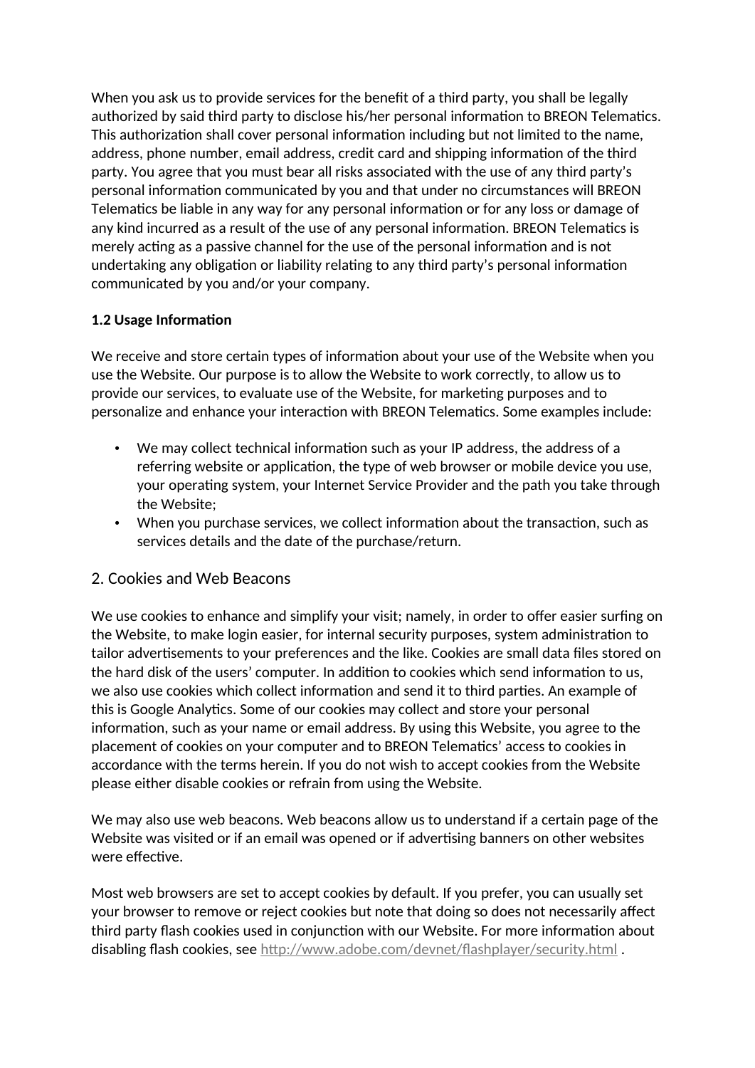When you ask us to provide services for the benefit of a third party, you shall be legally authorized by said third party to disclose his/her personal information to BREON Telematics. This authorization shall cover personal information including but not limited to the name, address, phone number, email address, credit card and shipping information of the third party. You agree that you must bear all risks associated with the use of any third party's personal information communicated by you and that under no circumstances will BREON Telematics be liable in any way for any personal information or for any loss or damage of any kind incurred as a result of the use of any personal information. BREON Telematics is merely acting as a passive channel for the use of the personal information and is not undertaking any obligation or liability relating to any third party's personal information communicated by you and/or your company.

**1.2 Usage Information**

We receive and store certain types of information about your use of the Website when you use the Website. Our purpose is to allow the Website to work correctly, to allow us to provide our services, to evaluate use of the Website, for marketing purposes and to personalize and enhance your interaction with BREON Telematics. Some examples include:

- We may collect technical information such as your IP address, the address of a referring website or application, the type of web browser or mobile device you use, your operating system, your Internet Service Provider and the path you take through the Website;
- When you purchase services, we collect information about the transaction, such as services details and the date of the purchase/return.

## 2. Cookies and Web Beacons

We use cookies to enhance and simplify your visit; namely, in order to offer easier surfing on the Website, to make login easier, for internal security purposes, system administration to tailor advertisements to your preferences and the like. Cookies are small data files stored on the hard disk of the users' computer. In addition to cookies which send information to us, we also use cookies which collect information and send it to third parties. An example of this is Google Analytics. Some of our cookies may collect and store your personal information, such as your name or email address. By using this Website, you agree to the placement of cookies on your computer and to BREON Telematics' access to cookies in accordance with the terms herein. If you do not wish to accept cookies from the Website please either disable cookies or refrain from using the Website.

We may also use web beacons. Web beacons allow us to understand if a certain page of the Website was visited or if an email was opened or if advertising banners on other websites were effective.

Most web browsers are set to accept cookies by default. If you prefer, you can usually set your browser to remove or reject cookies but note that doing so does not necessarily affect third party flash cookies used in conjunction with our Website. For more information about disabling flash cookies, see http://www.adobe.com/devnet/flashplayer/security.html .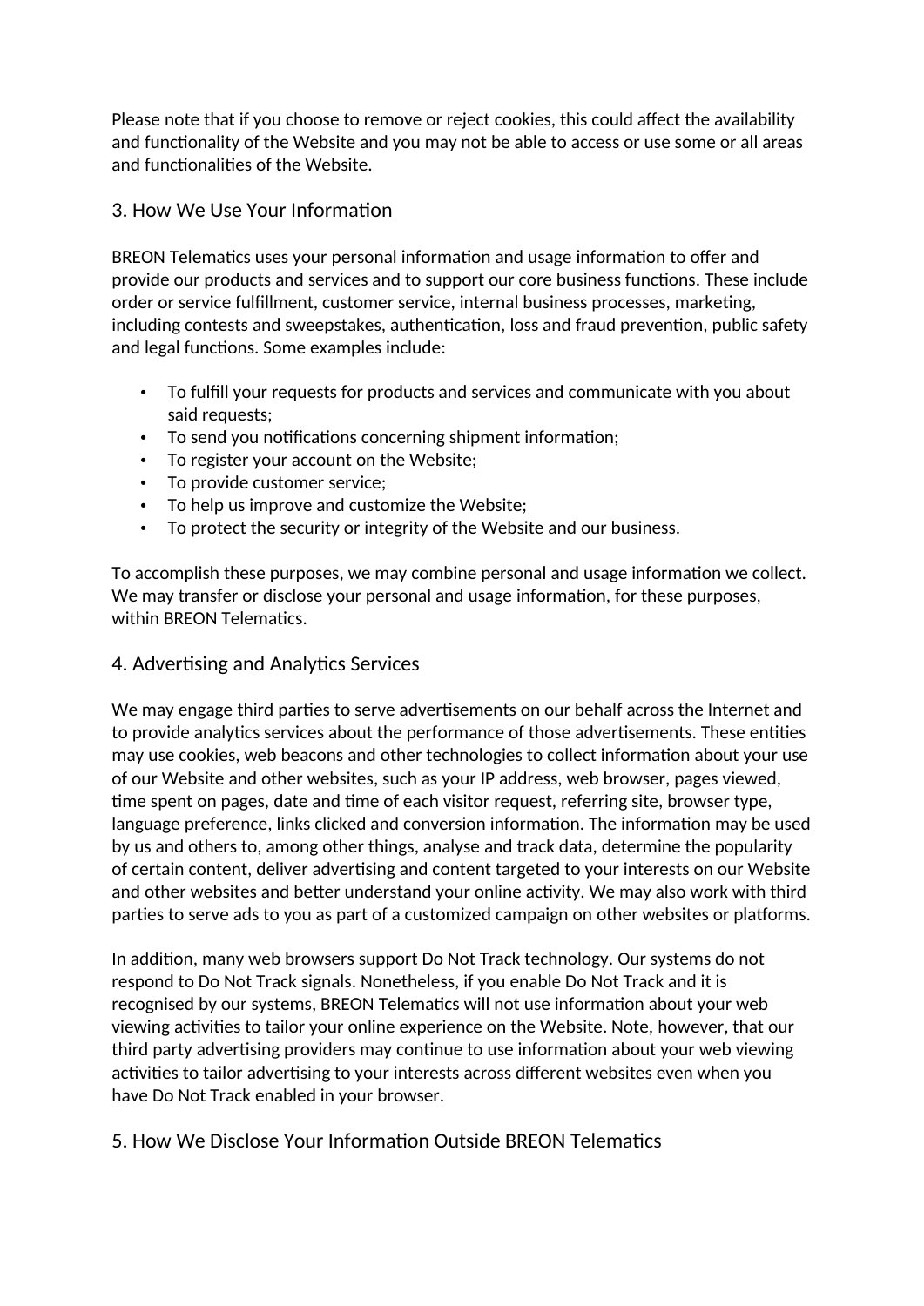Please note that if you choose to remove or reject cookies, this could affect the availability and functionality of the Website and you may not be able to access or use some or all areas and functionalities of the Website.

## 3. How We Use Your Information

BREON Telematics uses your personal information and usage information to offer and provide our products and services and to support our core business functions. These include order or service fulfillment, customer service, internal business processes, marketing, including contests and sweepstakes, authentication, loss and fraud prevention, public safety and legal functions. Some examples include:

- To fulfill your requests for products and services and communicate with you about said requests;
- To send you notifications concerning shipment information;
- To register your account on the Website;
- To provide customer service;
- To help us improve and customize the Website;
- To protect the security or integrity of the Website and our business.

To accomplish these purposes, we may combine personal and usage information we collect. We may transfer or disclose your personal and usage information, for these purposes, within BREON Telematics.

## 4. Advertising and Analytics Services

We may engage third parties to serve advertisements on our behalf across the Internet and to provide analytics services about the performance of those advertisements. These entities may use cookies, web beacons and other technologies to collect information about your use of our Website and other websites, such as your IP address, web browser, pages viewed, time spent on pages, date and time of each visitor request, referring site, browser type, language preference, links clicked and conversion information. The information may be used by us and others to, among other things, analyse and track data, determine the popularity of certain content, deliver advertising and content targeted to your interests on our Website and other websites and better understand your online activity. We may also work with third parties to serve ads to you as part of a customized campaign on other websites or platforms.

In addition, many web browsers support Do Not Track technology. Our systems do not respond to Do Not Track signals. Nonetheless, if you enable Do Not Track and it is recognised by our systems, BREON Telematics will not use information about your web viewing activities to tailor your online experience on the Website. Note, however, that our third party advertising providers may continue to use information about your web viewing activities to tailor advertising to your interests across different websites even when you have Do Not Track enabled in your browser.

## 5. How We Disclose Your Information Outside BREON Telematics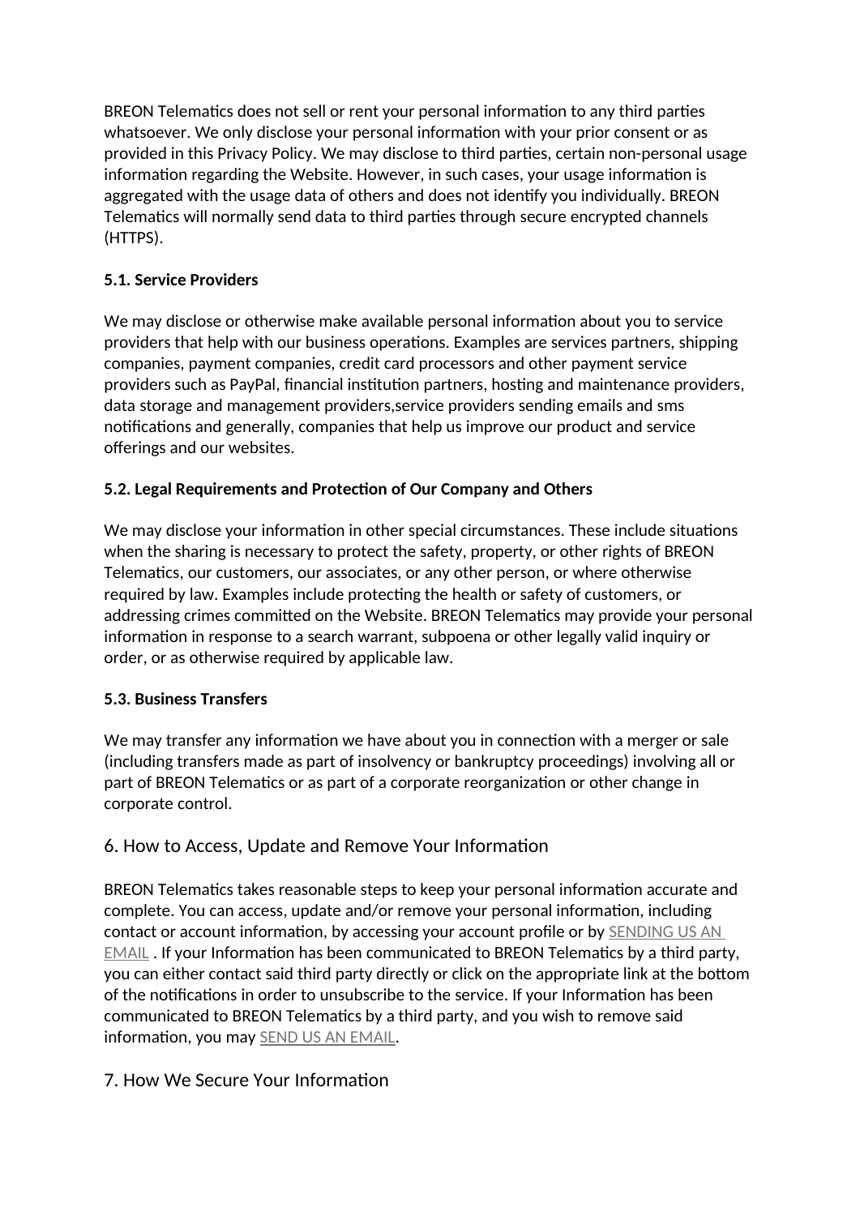BREON Telematics does not sell or rent your personal information to any third parties whatsoever. We only disclose your personal information with your prior consent or as provided in this Privacy Policy. We may disclose to third parties, certain non-personal usage information regarding the Website. However, in such cases, your usage information is aggregated with the usage data of others and does not identify you individually. BREON Telematics will normally send data to third parties through secure encrypted channels (HTTPS).

**5.1. Service Providers**

We may disclose or otherwise make available personal information about you to service providers that help with our business operations. Examples are services partners, shipping companies, payment companies, credit card processors and other payment service providers such as PayPal, financial institution partners, hosting and maintenance providers, data storage and management providers,service providers sending emails and sms notifications and generally, companies that help us improve our product and service offerings and our websites.

**5.2. Legal Requirements and Protection of Our Company and Others**

We may disclose your information in other special circumstances. These include situations when the sharing is necessary to protect the safety, property, or other rights of BREON Telematics, our customers, our associates, or any other person, or where otherwise required by law. Examples include protecting the health or safety of customers, or addressing crimes committed on the Website. BREON Telematics may provide your personal information in response to a search warrant, subpoena or other legally valid inquiry or order, or as otherwise required by applicable law.

**5.3. Business Transfers**

We may transfer any information we have about you in connection with a merger or sale (including transfers made as part of insolvency or bankruptcy proceedings) involving all or part of BREON Telematics or as part of a corporate reorganization or other change in corporate control.

## 6. How to Access, Update and Remove Your Information

BREON Telematics takes reasonable steps to keep your personal information accurate and complete. You can access, update and/or remove your personal information, including contact or account information, by accessing your account profile or by SENDING US AN EMAIL . If your Information has been communicated to BREON Telematics by a third party, you can either contact said third party directly or click on the appropriate link at the bottom of the notifications in order to unsubscribe to the service. If your Information has been communicated to BREON Telematics by a third party, and you wish to remove said information, you may SEND US AN EMAIL.

## 7. How We Secure Your Information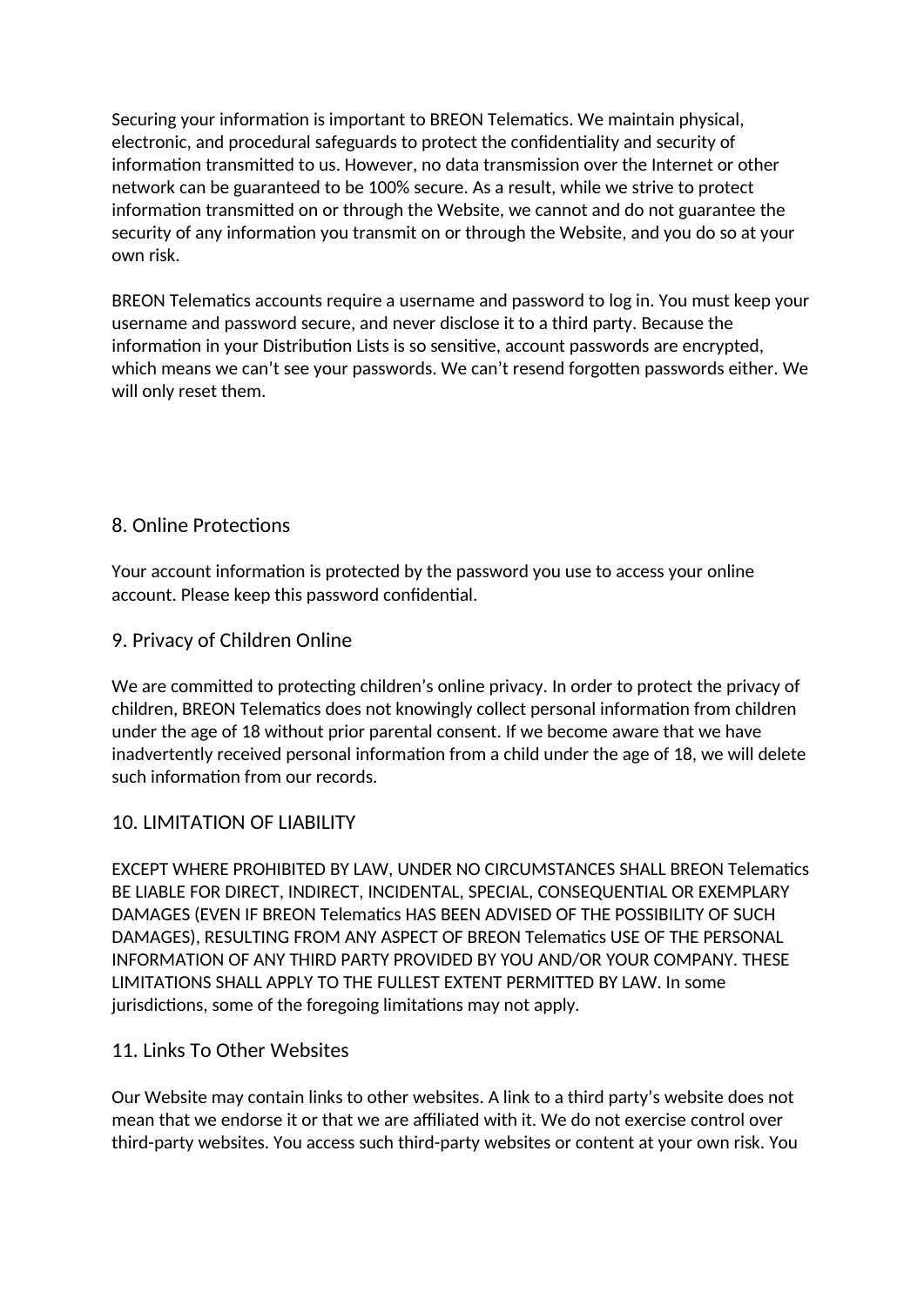Securing your information is important to BREON Telematics. We maintain physical, electronic, and procedural safeguards to protect the confidentiality and security of information transmitted to us. However, no data transmission over the Internet or other network can be guaranteed to be 100% secure. As a result, while we strive to protect information transmitted on or through the Website, we cannot and do not guarantee the security of any information you transmit on or through the Website, and you do so at your own risk.

BREON Telematics accounts require a username and password to log in. You must keep your username and password secure, and never disclose it to a third party. Because the information in your Distribution Lists is so sensitive, account passwords are encrypted, which means we can't see your passwords. We can't resend forgotten passwords either. We will only reset them.

## 8. Online Protections

Your account information is protected by the password you use to access your online account. Please keep this password confidential.

## 9. Privacy of Children Online

We are committed to protecting children's online privacy. In order to protect the privacy of children, BREON Telematics does not knowingly collect personal information from children under the age of 18 without prior parental consent. If we become aware that we have inadvertently received personal information from a child under the age of 18, we will delete such information from our records.

## 10. LIMITATION OF LIABILITY

EXCEPT WHERE PROHIBITED BY LAW, UNDER NO CIRCUMSTANCES SHALL BREON Telematics BE LIABLE FOR DIRECT, INDIRECT, INCIDENTAL, SPECIAL, CONSEQUENTIAL OR EXEMPLARY DAMAGES (EVEN IF BREON Telematics HAS BEEN ADVISED OF THE POSSIBILITY OF SUCH DAMAGES), RESULTING FROM ANY ASPECT OF BREON Telematics USE OF THE PERSONAL INFORMATION OF ANY THIRD PARTY PROVIDED BY YOU AND/OR YOUR COMPANY. THESE LIMITATIONS SHALL APPLY TO THE FULLEST EXTENT PERMITTED BY LAW. In some jurisdictions, some of the foregoing limitations may not apply.

## 11. Links To Other Websites

Our Website may contain links to other websites. A link to a third party's website does not mean that we endorse it or that we are affiliated with it. We do not exercise control over third-party websites. You access such third-party websites or content at your own risk. You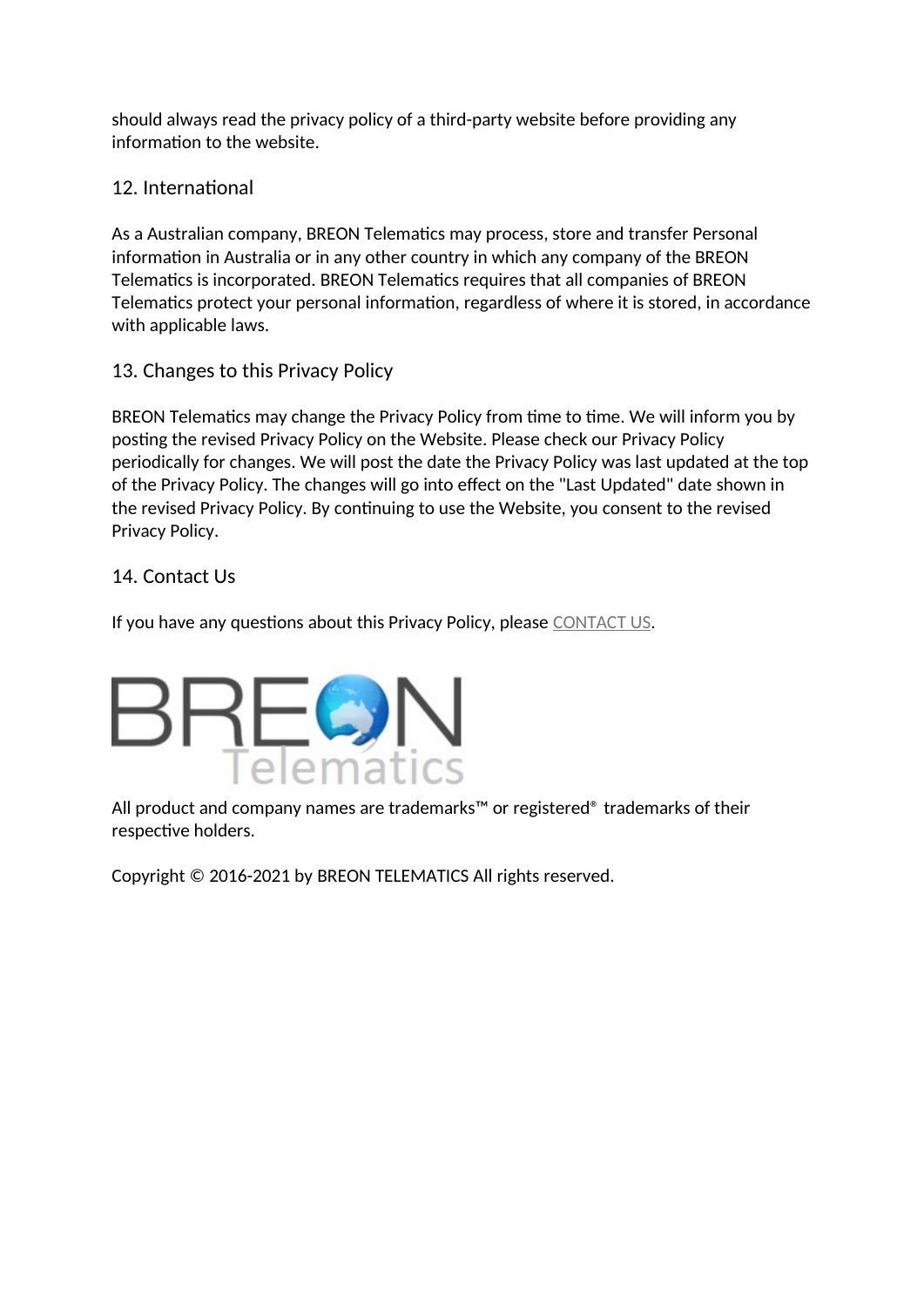should always read the privacy policy of a third-party website before providing any information to the website.

## 12. International

As a Australian company, BREON Telematics may process, store and transfer Personal information in Australia or in any other country in which any company of the BREON Telematics is incorporated. BREON Telematics requires that all companies of BREON Telematics protect your personal information, regardless of where it is stored, in accordance with applicable laws.

## 13. Changes to this Privacy Policy

BREON Telematics may change the Privacy Policy from time to time. We will inform you by posting the revised Privacy Policy on the Website. Please check our Privacy Policy periodically for changes. We will post the date the Privacy Policy was last updated at the top of the Privacy Policy. The changes will go into effect on the "Last Updated" date shown in the revised Privacy Policy. By continuing to use the Website, you consent to the revised Privacy Policy.

## 14. Contact Us

If you have any questions about this Privacy Policy, please CONTACT US.

BREON Telematics

All product and company names are trademarks™ or registered® trademarks of their respective holders.

Copyright © 2016-2021 by BREON TELEMATICS All rights reserved.